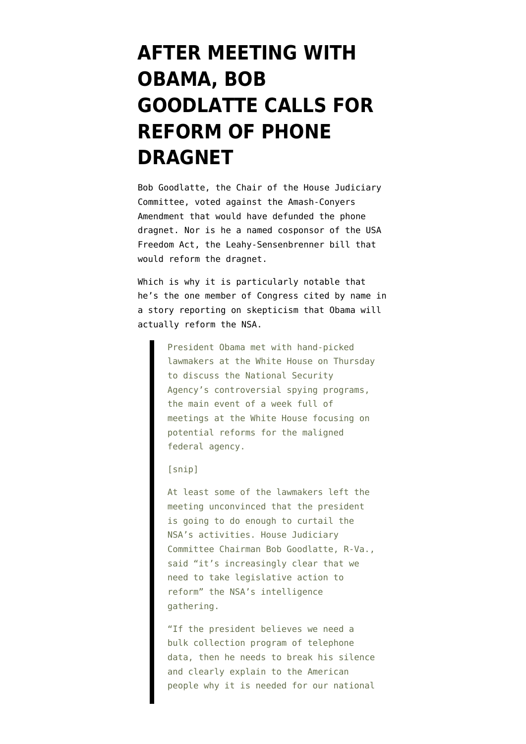# AFTER MEETING WITH OBAMA, BOB GOODLATTE CALLS FOR REFORM OF PHONE DRAGNET

Bob Goodlatte, the Chair of the House Judiciary Committee, voted against the Amash-Conyers Amendment that would have defunded the phone dragnet. Nor is he a named cosponsor of the USA Freedom Act, the Leahy-Sensenbrenner bill that would reform the dragnet.

Which is why it is particularly notable that he's the one member of Congress cited by name in a story reporting on skepticism that Obama will actually reform the NSA.

> President Obama met with hand-picked lawmakers at the White House on Thursday to discuss the National Security Agency's controversial spying programs, the main event of a week full of meetings at the White House focusing on potential reforms for the maligned federal agency.
>
> [snip]
>
> At least some of the lawmakers left the meeting unconvinced that the president is going to do enough to curtail the NSA's activities. House Judiciary Committee Chairman Bob Goodlatte, R-Va., said "it's increasingly clear that we need to take legislative action to reform" the NSA's intelligence gathering.
>
> "If the president believes we need a bulk collection program of telephone data, then he needs to break his silence and clearly explain to the American people why it is needed for our national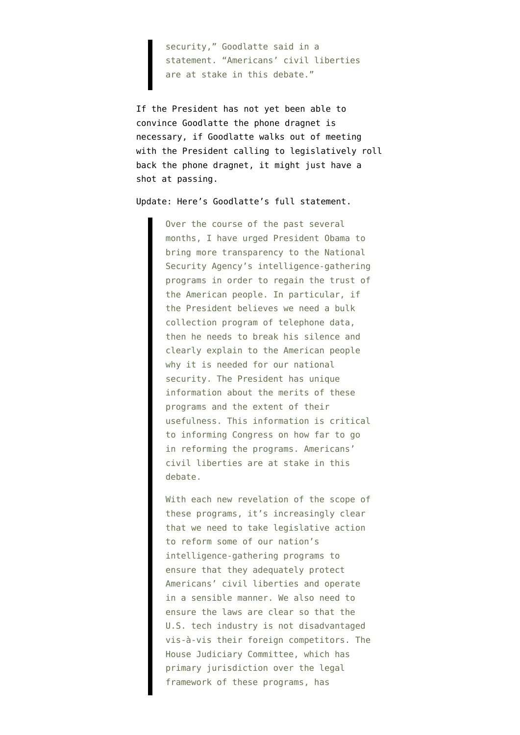> security," Goodlatte said in a statement. "Americans' civil liberties are at stake in this debate."

If the President has not yet been able to convince Goodlatte the phone dragnet is necessary, if Goodlatte walks out of meeting with the President calling to legislatively roll back the phone dragnet, it might just have a shot at passing.

Update: Here's Goodlatte's full statement.

> Over the course of the past several months, I have urged President Obama to bring more transparency to the National Security Agency's intelligence-gathering programs in order to regain the trust of the American people. In particular, if the President believes we need a bulk collection program of telephone data, then he needs to break his silence and clearly explain to the American people why it is needed for our national security. The President has unique information about the merits of these programs and the extent of their usefulness. This information is critical to informing Congress on how far to go in reforming the programs. Americans' civil liberties are at stake in this debate.
>
> With each new revelation of the scope of these programs, it's increasingly clear that we need to take legislative action to reform some of our nation's intelligence-gathering programs to ensure that they adequately protect Americans' civil liberties and operate in a sensible manner. We also need to ensure the laws are clear so that the U.S. tech industry is not disadvantaged vis-à-vis their foreign competitors. The House Judiciary Committee, which has primary jurisdiction over the legal framework of these programs, has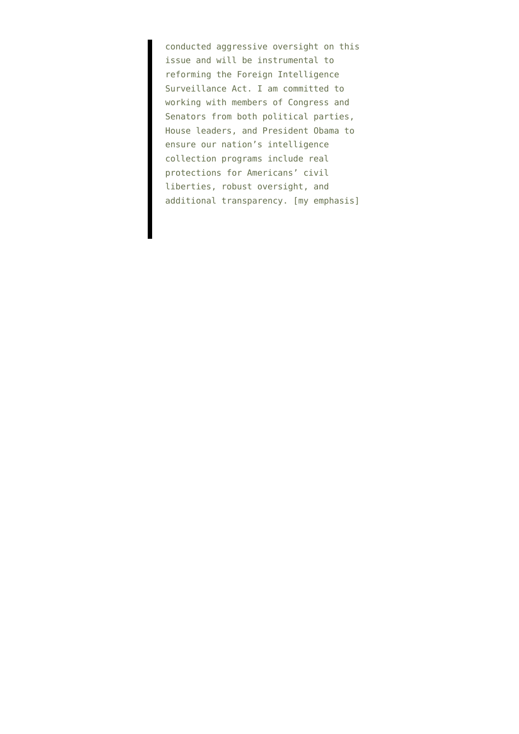> conducted aggressive oversight on this issue and will be instrumental to reforming the Foreign Intelligence Surveillance Act. I am committed to working with members of Congress and Senators from both political parties, House leaders, and President Obama to ensure our nation's intelligence collection programs include real protections for Americans' civil liberties, robust oversight, and additional transparency. [my emphasis]